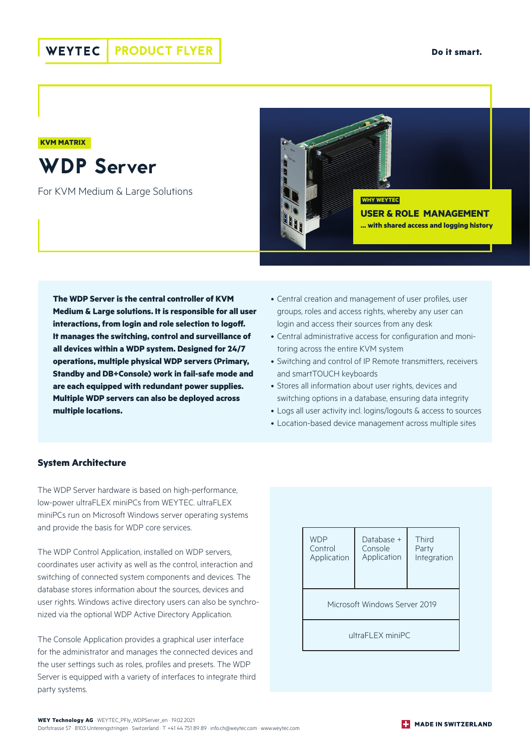WEYTEC PRODUCT FLYER

Do it smart.

KVM MATRIX

# WDP Server

For KVM Medium & Large Solutions

WHY WEYTEC

**USER & ROLE MANAGEMENT**

**... with shared access and logging history**

**The WDP Server is the central controller of KVM Medium & Large solutions. It is responsible for all user interactions, from login and role selection to logoff. It manages the switching, control and surveillance of all devices within a WDP system. Designed for 24/7 operations, multiple physical WDP servers (Primary, Standby and DB+Console) work in fail-safe mode and are each equipped with redundant power supplies. Multiple WDP servers can also be deployed across multiple locations.**

- Central creation and management of user profiles, user groups, roles and access rights, whereby any user can login and access their sources from any desk
- Central administrative access for configuration and monitoring across the entire KVM system
- Switching and control of IP Remote transmitters, receivers and smartTOUCH keyboards
- Stores all information about user rights, devices and switching options in a database, ensuring data integrity
- Logs all user activity incl. logins/logouts & access to sources
- Location-based device management across multiple sites

## System Architecture

The WDP Server hardware is based on high-performance, low-power ultraFLEX miniPCs from WEYTEC. ultraFLEX miniPCs run on Microsoft Windows server operating systems and provide the basis for WDP core services.

The WDP Control Application, installed on WDP servers, coordinates user activity as well as the control, interaction and switching of connected system components and devices. The database stores information about the sources, devices and user rights. Windows active directory users can also be synchronized via the optional WDP Active Directory Application.

The Console Application provides a graphical user interface for the administrator and manages the connected devices and the user settings such as roles, profiles and presets. The WDP Server is equipped with a variety of interfaces to integrate third party systems.

| WDP Control Application | Database + Console Application | Third Party Integration |
|---|---|---|
| Microsoft Windows Server 2019 | | |
| ultraFLEX miniPC | | |

**WEY Technology AG** · WEYTEC_PFly_WDPServer_en · 19.02.2021
Dorfstrasse 57 · 8103 Unterengstringen · Switzerland · T +41 44 751 89 89 · info.ch@weytec.com · www.weytec.com

MADE IN SWITZERLAND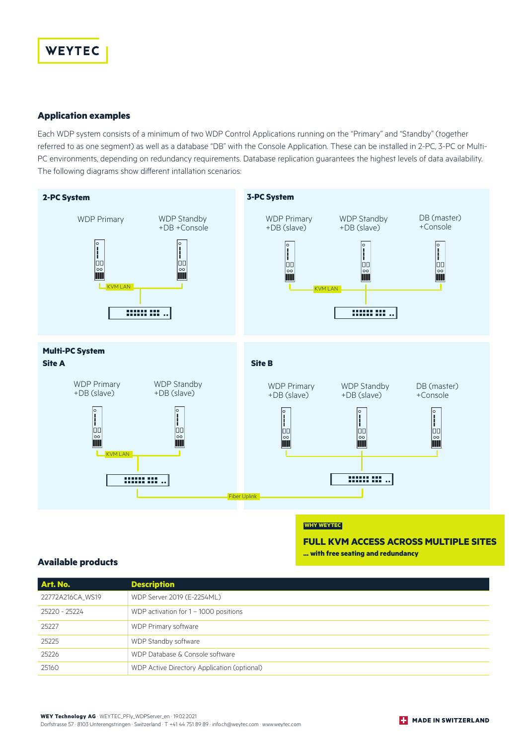## Application examples

Each WDP system consists of a minimum of two WDP Control Applications running on the "Primary" and "Standby" (together referred to as one segment) as well as a database "DB" with the Console Application. These can be installed in 2-PC, 3-PC or Multi-PC environments, depending on redundancy requirements. Database replication guarantees the highest levels of data availability. The following diagrams show different intallation scenarios:

**2-PC System**

WDP Primary

WDP Standby +DB +Console

KVM LAN

**3-PC System**

WDP Primary +DB (slave)

WDP Standby +DB (slave)

DB (master) +Console

KVM LAN

**Multi-PC System**

**Site A**

WDP Primary +DB (slave)

WDP Standby +DB (slave)

KVM LAN

**Site B**

WDP Primary +DB (slave)

WDP Standby +DB (slave)

DB (master) +Console

Fiber Uplink

WHY WEYTEC

**FULL KVM ACCESS ACROSS MULTIPLE SITES**

**... with free seating and redundancy**

## Available products

| Art. No. | Description |
|---|---|
| 22772A216CA_WS19 | WDP Server 2019 (E-2254ML) |
| 25220 - 25224 | WDP activation for 1 – 1000 positions |
| 25227 | WDP Primary software |
| 25225 | WDP Standby software |
| 25226 | WDP Database & Console software |
| 25160 | WDP Active Directory Application (optional) |

**WEY Technology AG** · WEYTEC_PFly_WDPServer_en · 19.02.2021
Dorfstrasse 57 · 8103 Unterengstringen · Switzerland · T +41 44 751 89 89 · info.ch@weytec.com · www.weytec.com

**MADE IN SWITZERLAND**